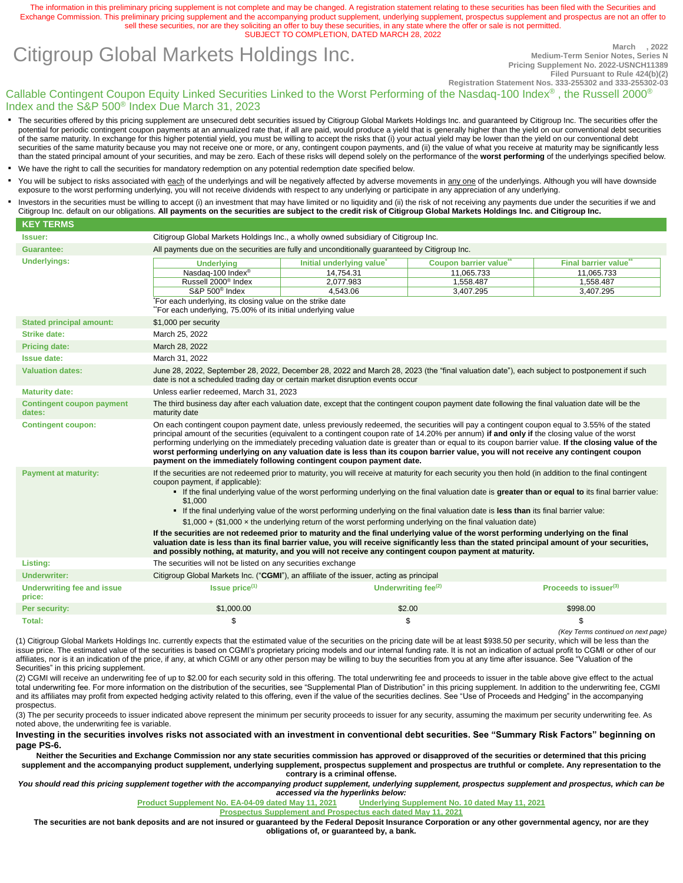The information in this preliminary pricing supplement is not complete and may be changed. A registration statement relating to these securities has been filed with the Securities and Exchange Commission. This preliminary pricing supplement and the accompanying product supplement, underlying supplement, prospectus supplement and prospectus are not an offer to sell these securities, nor are they soliciting an offer to buy these securities, in any state where the offer or sale is not permitted.
SUBJECT TO COMPLETION, DATED MARCH 28, 2022

# Citigroup Global Markets Holdings Inc.

March , 2022
Medium-Term Senior Notes, Series N
Pricing Supplement No. 2022-USNCH11389
Filed Pursuant to Rule 424(b)(2)
Registration Statement Nos. 333-255302 and 333-255302-03

## Callable Contingent Coupon Equity Linked Securities Linked to the Worst Performing of the Nasdaq-100 Index® , the Russell 2000® Index and the S&P 500® Index Due March 31, 2023

- The securities offered by this pricing supplement are unsecured debt securities issued by Citigroup Global Markets Holdings Inc. and guaranteed by Citigroup Inc. The securities offer the potential for periodic contingent coupon payments at an annualized rate that, if all are paid, would produce a yield that is generally higher than the yield on our conventional debt securities of the same maturity. In exchange for this higher potential yield, you must be willing to accept the risks that (i) your actual yield may be lower than the yield on our conventional debt securities of the same maturity because you may not receive one or more, or any, contingent coupon payments, and (ii) the value of what you receive at maturity may be significantly less than the stated principal amount of your securities, and may be zero. Each of these risks will depend solely on the performance of the **worst performing** of the underlyings specified below.
- We have the right to call the securities for mandatory redemption on any potential redemption date specified below.
- You will be subject to risks associated with each of the underlyings and will be negatively affected by adverse movements in any one of the underlyings. Although you will have downside exposure to the worst performing underlying, you will not receive dividends with respect to any underlying or participate in any appreciation of any underlying.
- Investors in the securities must be willing to accept (i) an investment that may have limited or no liquidity and (ii) the risk of not receiving any payments due under the securities if we and Citigroup Inc. default on our obligations. **All payments on the securities are subject to the credit risk of Citigroup Global Markets Holdings Inc. and Citigroup Inc.**

### KEY TERMS

| | |
|---|---|
| **Issuer:** | Citigroup Global Markets Holdings Inc., a wholly owned subsidiary of Citigroup Inc. |
| **Guarantee:** | All payments due on the securities are fully and unconditionally guaranteed by Citigroup Inc. |
| **Underlyings:** | See table below |

| Underlying | Initial underlying value* | Coupon barrier value** | Final barrier value** |
|---|---|---|---|
| Nasdaq-100 Index® | 14,754.31 | 11,065.733 | 11,065.733 |
| Russell 2000® Index | 2,077.983 | 1,558.487 | 1,558.487 |
| S&P 500® Index | 4,543.06 | 3,407.295 | 3,407.295 |

*For each underlying, its closing value on the strike date
**For each underlying, 75.00% of its initial underlying value

| | |
|---|---|
| **Stated principal amount:** | $1,000 per security |
| **Strike date:** | March 25, 2022 |
| **Pricing date:** | March 28, 2022 |
| **Issue date:** | March 31, 2022 |
| **Valuation dates:** | June 28, 2022, September 28, 2022, December 28, 2022 and March 28, 2023 (the "final valuation date"), each subject to postponement if such date is not a scheduled trading day or certain market disruption events occur |
| **Maturity date:** | Unless earlier redeemed, March 31, 2023 |
| **Contingent coupon payment dates:** | The third business day after each valuation date, except that the contingent coupon payment date following the final valuation date will be the maturity date |
| **Contingent coupon:** | On each contingent coupon payment date, unless previously redeemed, the securities will pay a contingent coupon equal to 3.55% of the stated principal amount of the securities (equivalent to a contingent coupon rate of 14.20% per annum) **if and only if** the closing value of the worst performing underlying on the immediately preceding valuation date is greater than or equal to its coupon barrier value. **If the closing value of the worst performing underlying on any valuation date is less than its coupon barrier value, you will not receive any contingent coupon payment on the immediately following contingent coupon payment date.** |
| **Payment at maturity:** | If the securities are not redeemed prior to maturity, you will receive at maturity for each security you then hold (in addition to the final contingent coupon payment, if applicable):<br>▪ If the final underlying value of the worst performing underlying on the final valuation date is **greater than or equal to** its final barrier value: $1,000<br>▪ If the final underlying value of the worst performing underlying on the final valuation date is **less than** its final barrier value: $1,000 + ($1,000 × the underlying return of the worst performing underlying on the final valuation date)<br>**If the securities are not redeemed prior to maturity and the final underlying value of the worst performing underlying on the final valuation date is less than its final barrier value, you will receive significantly less than the stated principal amount of your securities, and possibly nothing, at maturity, and you will not receive any contingent coupon payment at maturity.** |
| **Listing:** | The securities will not be listed on any securities exchange |
| **Underwriter:** | Citigroup Global Markets Inc. ("**CGMI**"), an affiliate of the issuer, acting as principal |

| **Underwriting fee and issue price:** | Issue price(1) | Underwriting fee(2) | Proceeds to issuer(3) |
|---|---|---|---|
| **Per security:** | $1,000.00 | $2.00 | $998.00 |
| **Total:** | $ | $ | $ |

*(Key Terms continued on next page)*

(1) Citigroup Global Markets Holdings Inc. currently expects that the estimated value of the securities on the pricing date will be at least $938.50 per security, which will be less than the issue price. The estimated value of the securities is based on CGMI's proprietary pricing models and our internal funding rate. It is not an indication of actual profit to CGMI or other of our affiliates, nor is it an indication of the price, if any, at which CGMI or any other person may be willing to buy the securities from you at any time after issuance. See "Valuation of the Securities" in this pricing supplement.

(2) CGMI will receive an underwriting fee of up to $2.00 for each security sold in this offering. The total underwriting fee and proceeds to issuer in the table above give effect to the actual total underwriting fee. For more information on the distribution of the securities, see "Supplemental Plan of Distribution" in this pricing supplement. In addition to the underwriting fee, CGMI and its affiliates may profit from expected hedging activity related to this offering, even if the value of the securities declines. See "Use of Proceeds and Hedging" in the accompanying prospectus.

(3) The per security proceeds to issuer indicated above represent the minimum per security proceeds to issuer for any security, assuming the maximum per security underwriting fee. As noted above, the underwriting fee is variable.

**Investing in the securities involves risks not associated with an investment in conventional debt securities. See "Summary Risk Factors" beginning on page PS-6.**

**Neither the Securities and Exchange Commission nor any state securities commission has approved or disapproved of the securities or determined that this pricing supplement and the accompanying product supplement, underlying supplement, prospectus supplement and prospectus are truthful or complete. Any representation to the contrary is a criminal offense.**

***You should read this pricing supplement together with the accompanying product supplement, underlying supplement, prospectus supplement and prospectus, which can be accessed via the hyperlinks below:***

**Product Supplement No. EA-04-09 dated May 11, 2021** **Underlying Supplement No. 10 dated May 11, 2021**
**Prospectus Supplement and Prospectus each dated May 11, 2021**

**The securities are not bank deposits and are not insured or guaranteed by the Federal Deposit Insurance Corporation or any other governmental agency, nor are they obligations of, or guaranteed by, a bank.**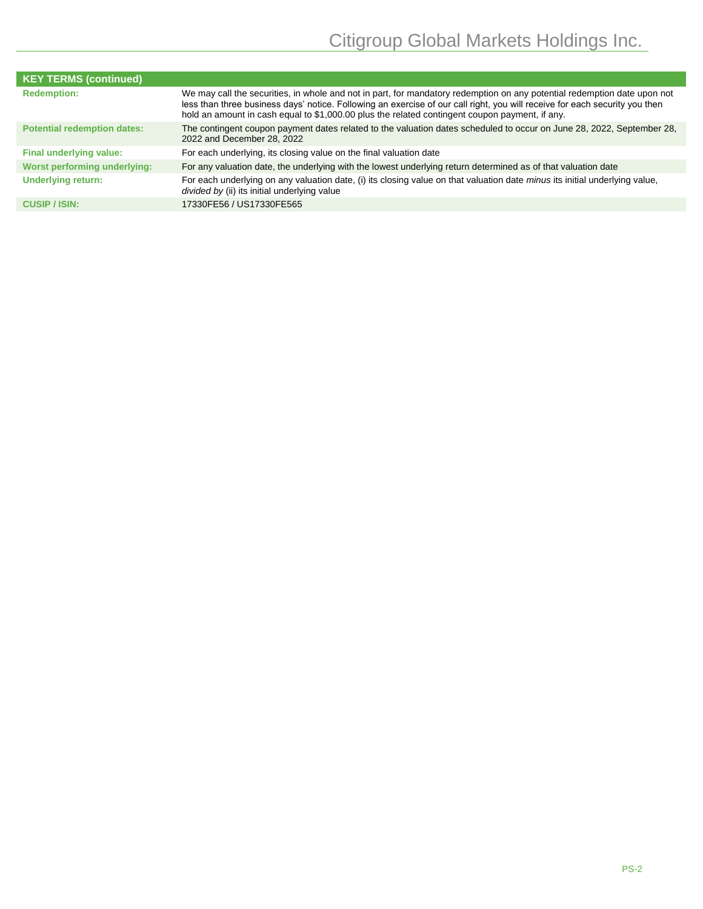| KEY TERMS (continued) | |
|---|---|
| **Redemption:** | We may call the securities, in whole and not in part, for mandatory redemption on any potential redemption date upon not less than three business days' notice. Following an exercise of our call right, you will receive for each security you then hold an amount in cash equal to $1,000.00 plus the related contingent coupon payment, if any. |
| **Potential redemption dates:** | The contingent coupon payment dates related to the valuation dates scheduled to occur on June 28, 2022, September 28, 2022 and December 28, 2022 |
| **Final underlying value:** | For each underlying, its closing value on the final valuation date |
| **Worst performing underlying:** | For any valuation date, the underlying with the lowest underlying return determined as of that valuation date |
| **Underlying return:** | For each underlying on any valuation date, (i) its closing value on that valuation date *minus* its initial underlying value, *divided by* (ii) its initial underlying value |
| **CUSIP / ISIN:** | 17330FE56 / US17330FE565 |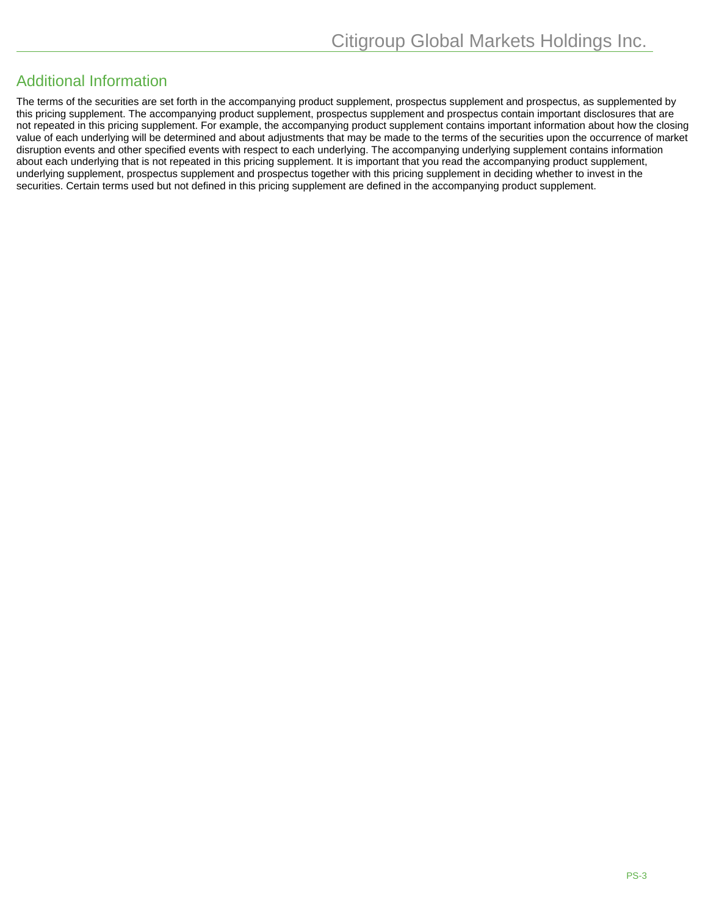## Additional Information

The terms of the securities are set forth in the accompanying product supplement, prospectus supplement and prospectus, as supplemented by this pricing supplement. The accompanying product supplement, prospectus supplement and prospectus contain important disclosures that are not repeated in this pricing supplement. For example, the accompanying product supplement contains important information about how the closing value of each underlying will be determined and about adjustments that may be made to the terms of the securities upon the occurrence of market disruption events and other specified events with respect to each underlying. The accompanying underlying supplement contains information about each underlying that is not repeated in this pricing supplement. It is important that you read the accompanying product supplement, underlying supplement, prospectus supplement and prospectus together with this pricing supplement in deciding whether to invest in the securities. Certain terms used but not defined in this pricing supplement are defined in the accompanying product supplement.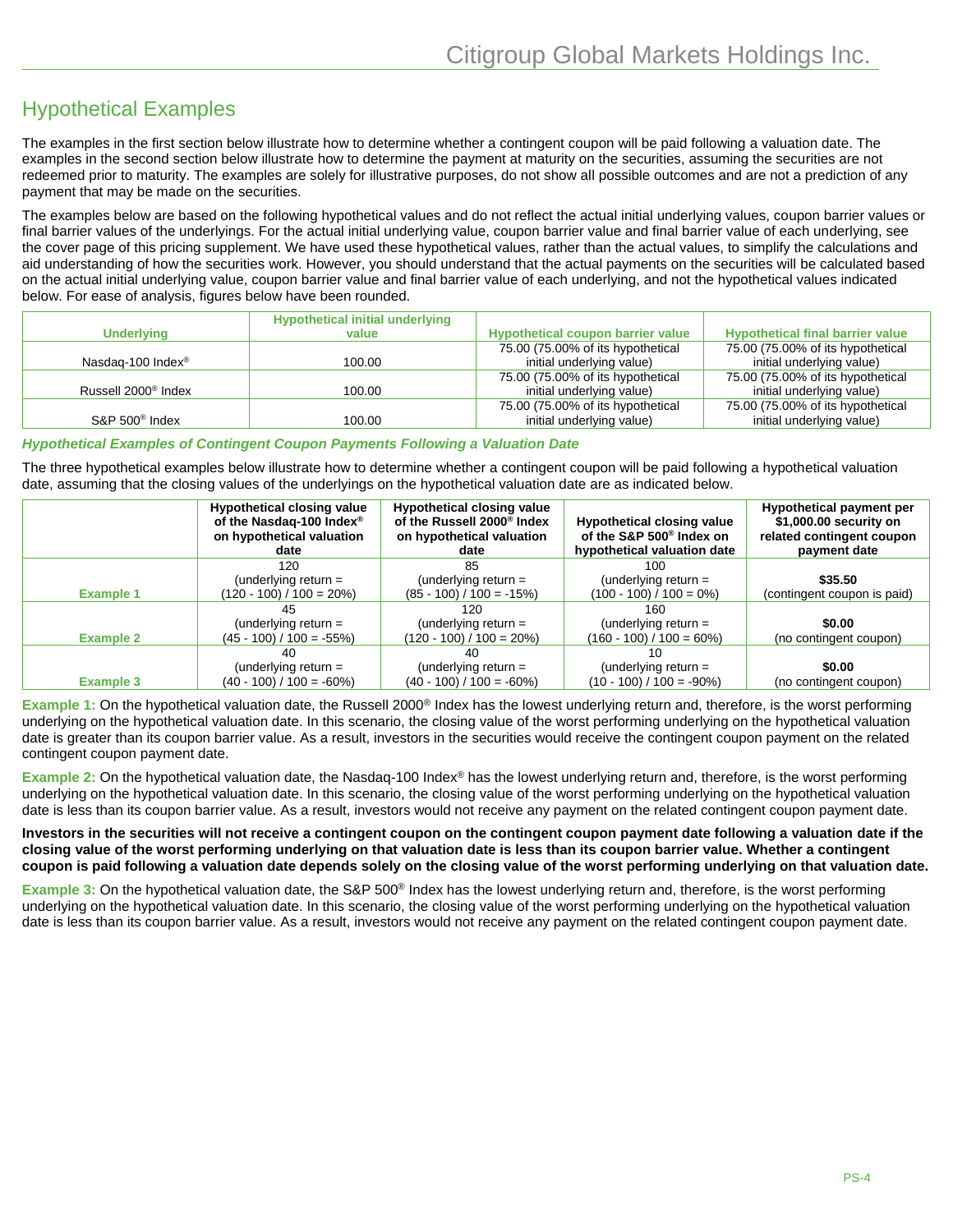# Hypothetical Examples

The examples in the first section below illustrate how to determine whether a contingent coupon will be paid following a valuation date. The examples in the second section below illustrate how to determine the payment at maturity on the securities, assuming the securities are not redeemed prior to maturity. The examples are solely for illustrative purposes, do not show all possible outcomes and are not a prediction of any payment that may be made on the securities.

The examples below are based on the following hypothetical values and do not reflect the actual initial underlying values, coupon barrier values or final barrier values of the underlyings. For the actual initial underlying value, coupon barrier value and final barrier value of each underlying, see the cover page of this pricing supplement. We have used these hypothetical values, rather than the actual values, to simplify the calculations and aid understanding of how the securities work. However, you should understand that the actual payments on the securities will be calculated based on the actual initial underlying value, coupon barrier value and final barrier value of each underlying, and not the hypothetical values indicated below. For ease of analysis, figures below have been rounded.

| Underlying | Hypothetical initial underlying value | Hypothetical coupon barrier value | Hypothetical final barrier value |
|---|---|---|---|
| Nasdaq-100 Index® | 100.00 | 75.00 (75.00% of its hypothetical initial underlying value) | 75.00 (75.00% of its hypothetical initial underlying value) |
| Russell 2000® Index | 100.00 | 75.00 (75.00% of its hypothetical initial underlying value) | 75.00 (75.00% of its hypothetical initial underlying value) |
| S&P 500® Index | 100.00 | 75.00 (75.00% of its hypothetical initial underlying value) | 75.00 (75.00% of its hypothetical initial underlying value) |

***Hypothetical Examples of Contingent Coupon Payments Following a Valuation Date***

The three hypothetical examples below illustrate how to determine whether a contingent coupon will be paid following a hypothetical valuation date, assuming that the closing values of the underlyings on the hypothetical valuation date are as indicated below.

| | Hypothetical closing value of the Nasdaq-100 Index® on hypothetical valuation date | Hypothetical closing value of the Russell 2000® Index on hypothetical valuation date | Hypothetical closing value of the S&P 500® Index on hypothetical valuation date | Hypothetical payment per $1,000.00 security on related contingent coupon payment date |
|---|---|---|---|---|
| **Example 1** | 120 (underlying return = (120 - 100) / 100 = 20%) | 85 (underlying return = (85 - 100) / 100 = -15%) | 100 (underlying return = (100 - 100) / 100 = 0%) | **$35.50** (contingent coupon is paid) |
| **Example 2** | 45 (underlying return = (45 - 100) / 100 = -55%) | 120 (underlying return = (120 - 100) / 100 = 20%) | 160 (underlying return = (160 - 100) / 100 = 60%) | **$0.00** (no contingent coupon) |
| **Example 3** | 40 (underlying return = (40 - 100) / 100 = -60%) | 40 (underlying return = (40 - 100) / 100 = -60%) | 10 (underlying return = (10 - 100) / 100 = -90%) | **$0.00** (no contingent coupon) |

**Example 1:** On the hypothetical valuation date, the Russell 2000® Index has the lowest underlying return and, therefore, is the worst performing underlying on the hypothetical valuation date. In this scenario, the closing value of the worst performing underlying on the hypothetical valuation date is greater than its coupon barrier value. As a result, investors in the securities would receive the contingent coupon payment on the related contingent coupon payment date.

**Example 2:** On the hypothetical valuation date, the Nasdaq-100 Index® has the lowest underlying return and, therefore, is the worst performing underlying on the hypothetical valuation date. In this scenario, the closing value of the worst performing underlying on the hypothetical valuation date is less than its coupon barrier value. As a result, investors would not receive any payment on the related contingent coupon payment date.

**Investors in the securities will not receive a contingent coupon on the contingent coupon payment date following a valuation date if the closing value of the worst performing underlying on that valuation date is less than its coupon barrier value. Whether a contingent coupon is paid following a valuation date depends solely on the closing value of the worst performing underlying on that valuation date.**

**Example 3:** On the hypothetical valuation date, the S&P 500® Index has the lowest underlying return and, therefore, is the worst performing underlying on the hypothetical valuation date. In this scenario, the closing value of the worst performing underlying on the hypothetical valuation date is less than its coupon barrier value. As a result, investors would not receive any payment on the related contingent coupon payment date.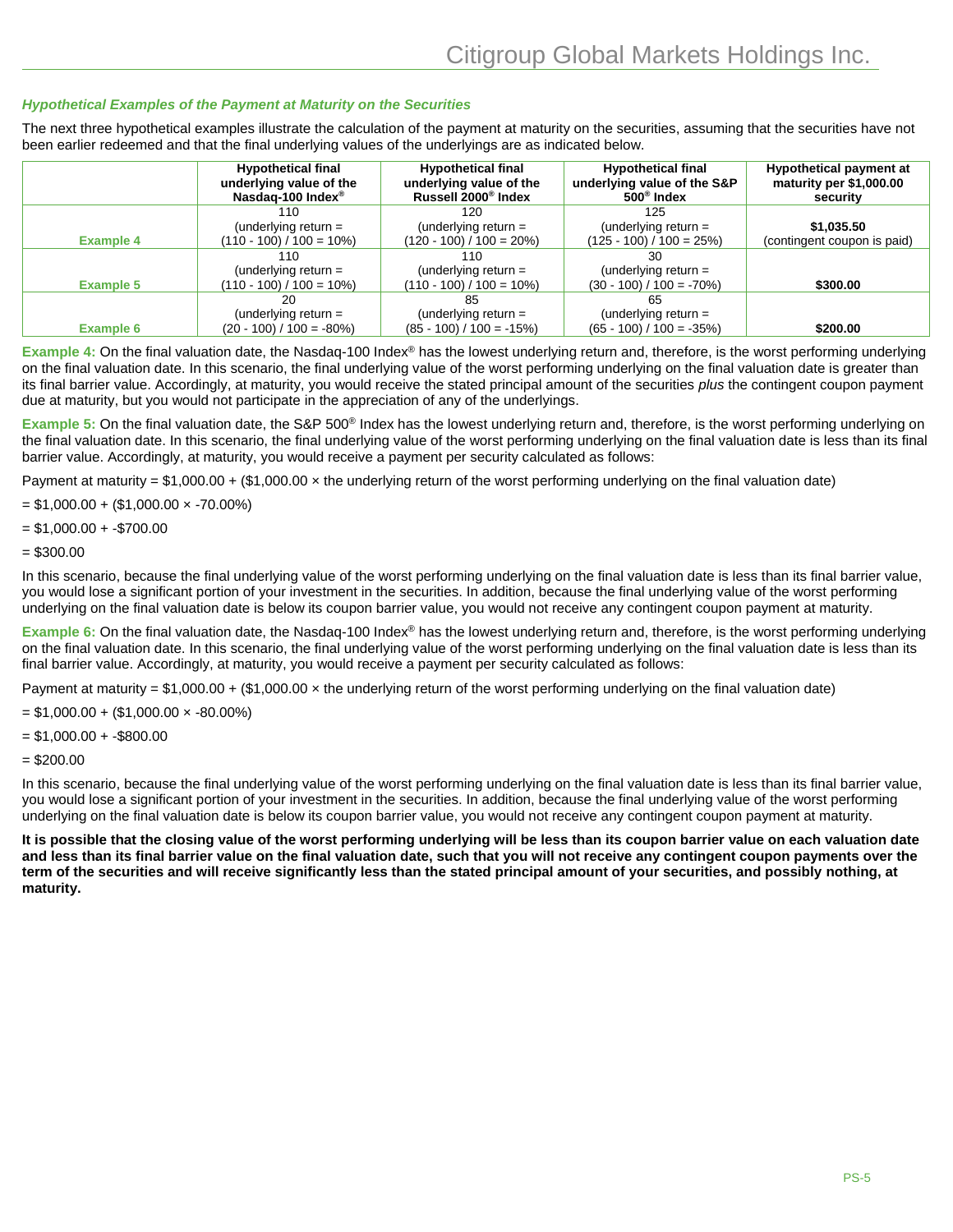### *Hypothetical Examples of the Payment at Maturity on the Securities*

The next three hypothetical examples illustrate the calculation of the payment at maturity on the securities, assuming that the securities have not been earlier redeemed and that the final underlying values of the underlyings are as indicated below.

| | Hypothetical final underlying value of the Nasdaq-100 Index® | Hypothetical final underlying value of the Russell 2000® Index | Hypothetical final underlying value of the S&P 500® Index | Hypothetical payment at maturity per $1,000.00 security |
|---|---|---|---|---|
| **Example 4** | 110 (underlying return = (110 - 100) / 100 = 10%) | 120 (underlying return = (120 - 100) / 100 = 20%) | 125 (underlying return = (125 - 100) / 100 = 25%) | **$1,035.50** (contingent coupon is paid) |
| **Example 5** | 110 (underlying return = (110 - 100) / 100 = 10%) | 110 (underlying return = (110 - 100) / 100 = 10%) | 30 (underlying return = (30 - 100) / 100 = -70%) | **$300.00** |
| **Example 6** | 20 (underlying return = (20 - 100) / 100 = -80%) | 85 (underlying return = (85 - 100) / 100 = -15%) | 65 (underlying return = (65 - 100) / 100 = -35%) | **$200.00** |

**Example 4:** On the final valuation date, the Nasdaq-100 Index® has the lowest underlying return and, therefore, is the worst performing underlying on the final valuation date. In this scenario, the final underlying value of the worst performing underlying on the final valuation date is greater than its final barrier value. Accordingly, at maturity, you would receive the stated principal amount of the securities *plus* the contingent coupon payment due at maturity, but you would not participate in the appreciation of any of the underlyings.

**Example 5:** On the final valuation date, the S&P 500® Index has the lowest underlying return and, therefore, is the worst performing underlying on the final valuation date. In this scenario, the final underlying value of the worst performing underlying on the final valuation date is less than its final barrier value. Accordingly, at maturity, you would receive a payment per security calculated as follows:

Payment at maturity = $1,000.00 + ($1,000.00 × the underlying return of the worst performing underlying on the final valuation date)

= $1,000.00 + ($1,000.00 × -70.00%)

= $1,000.00 + -$700.00

= $300.00

In this scenario, because the final underlying value of the worst performing underlying on the final valuation date is less than its final barrier value, you would lose a significant portion of your investment in the securities. In addition, because the final underlying value of the worst performing underlying on the final valuation date is below its coupon barrier value, you would not receive any contingent coupon payment at maturity.

**Example 6:** On the final valuation date, the Nasdaq-100 Index® has the lowest underlying return and, therefore, is the worst performing underlying on the final valuation date. In this scenario, the final underlying value of the worst performing underlying on the final valuation date is less than its final barrier value. Accordingly, at maturity, you would receive a payment per security calculated as follows:

Payment at maturity = $1,000.00 + ($1,000.00 × the underlying return of the worst performing underlying on the final valuation date)

= $1,000.00 + ($1,000.00 × -80.00%)

= $1,000.00 + -$800.00

= $200.00

In this scenario, because the final underlying value of the worst performing underlying on the final valuation date is less than its final barrier value, you would lose a significant portion of your investment in the securities. In addition, because the final underlying value of the worst performing underlying on the final valuation date is below its coupon barrier value, you would not receive any contingent coupon payment at maturity.

**It is possible that the closing value of the worst performing underlying will be less than its coupon barrier value on each valuation date and less than its final barrier value on the final valuation date, such that you will not receive any contingent coupon payments over the term of the securities and will receive significantly less than the stated principal amount of your securities, and possibly nothing, at maturity.**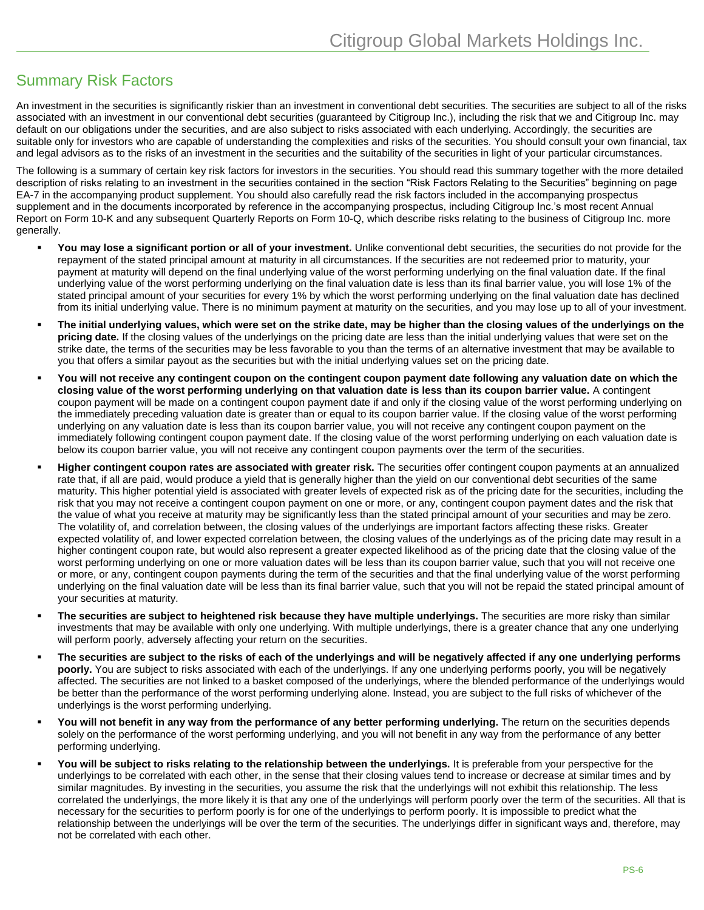## Summary Risk Factors

An investment in the securities is significantly riskier than an investment in conventional debt securities. The securities are subject to all of the risks associated with an investment in our conventional debt securities (guaranteed by Citigroup Inc.), including the risk that we and Citigroup Inc. may default on our obligations under the securities, and are also subject to risks associated with each underlying. Accordingly, the securities are suitable only for investors who are capable of understanding the complexities and risks of the securities. You should consult your own financial, tax and legal advisors as to the risks of an investment in the securities and the suitability of the securities in light of your particular circumstances.

The following is a summary of certain key risk factors for investors in the securities. You should read this summary together with the more detailed description of risks relating to an investment in the securities contained in the section "Risk Factors Relating to the Securities" beginning on page EA-7 in the accompanying product supplement. You should also carefully read the risk factors included in the accompanying prospectus supplement and in the documents incorporated by reference in the accompanying prospectus, including Citigroup Inc.'s most recent Annual Report on Form 10-K and any subsequent Quarterly Reports on Form 10-Q, which describe risks relating to the business of Citigroup Inc. more generally.

- **You may lose a significant portion or all of your investment.** Unlike conventional debt securities, the securities do not provide for the repayment of the stated principal amount at maturity in all circumstances. If the securities are not redeemed prior to maturity, your payment at maturity will depend on the final underlying value of the worst performing underlying on the final valuation date. If the final underlying value of the worst performing underlying on the final valuation date is less than its final barrier value, you will lose 1% of the stated principal amount of your securities for every 1% by which the worst performing underlying on the final valuation date has declined from its initial underlying value. There is no minimum payment at maturity on the securities, and you may lose up to all of your investment.
- **The initial underlying values, which were set on the strike date, may be higher than the closing values of the underlyings on the pricing date.** If the closing values of the underlyings on the pricing date are less than the initial underlying values that were set on the strike date, the terms of the securities may be less favorable to you than the terms of an alternative investment that may be available to you that offers a similar payout as the securities but with the initial underlying values set on the pricing date.
- **You will not receive any contingent coupon on the contingent coupon payment date following any valuation date on which the closing value of the worst performing underlying on that valuation date is less than its coupon barrier value.** A contingent coupon payment will be made on a contingent coupon payment date if and only if the closing value of the worst performing underlying on the immediately preceding valuation date is greater than or equal to its coupon barrier value. If the closing value of the worst performing underlying on any valuation date is less than its coupon barrier value, you will not receive any contingent coupon payment on the immediately following contingent coupon payment date. If the closing value of the worst performing underlying on each valuation date is below its coupon barrier value, you will not receive any contingent coupon payments over the term of the securities.
- **Higher contingent coupon rates are associated with greater risk.** The securities offer contingent coupon payments at an annualized rate that, if all are paid, would produce a yield that is generally higher than the yield on our conventional debt securities of the same maturity. This higher potential yield is associated with greater levels of expected risk as of the pricing date for the securities, including the risk that you may not receive a contingent coupon payment on one or more, or any, contingent coupon payment dates and the risk that the value of what you receive at maturity may be significantly less than the stated principal amount of your securities and may be zero. The volatility of, and correlation between, the closing values of the underlyings are important factors affecting these risks. Greater expected volatility of, and lower expected correlation between, the closing values of the underlyings as of the pricing date may result in a higher contingent coupon rate, but would also represent a greater expected likelihood as of the pricing date that the closing value of the worst performing underlying on one or more valuation dates will be less than its coupon barrier value, such that you will not receive one or more, or any, contingent coupon payments during the term of the securities and that the final underlying value of the worst performing underlying on the final valuation date will be less than its final barrier value, such that you will not be repaid the stated principal amount of your securities at maturity.
- **The securities are subject to heightened risk because they have multiple underlyings.** The securities are more risky than similar investments that may be available with only one underlying. With multiple underlyings, there is a greater chance that any one underlying will perform poorly, adversely affecting your return on the securities.
- **The securities are subject to the risks of each of the underlyings and will be negatively affected if any one underlying performs poorly.** You are subject to risks associated with each of the underlyings. If any one underlying performs poorly, you will be negatively affected. The securities are not linked to a basket composed of the underlyings, where the blended performance of the underlyings would be better than the performance of the worst performing underlying alone. Instead, you are subject to the full risks of whichever of the underlyings is the worst performing underlying.
- **You will not benefit in any way from the performance of any better performing underlying.** The return on the securities depends solely on the performance of the worst performing underlying, and you will not benefit in any way from the performance of any better performing underlying.
- **You will be subject to risks relating to the relationship between the underlyings.** It is preferable from your perspective for the underlyings to be correlated with each other, in the sense that their closing values tend to increase or decrease at similar times and by similar magnitudes. By investing in the securities, you assume the risk that the underlyings will not exhibit this relationship. The less correlated the underlyings, the more likely it is that any one of the underlyings will perform poorly over the term of the securities. All that is necessary for the securities to perform poorly is for one of the underlyings to perform poorly. It is impossible to predict what the relationship between the underlyings will be over the term of the securities. The underlyings differ in significant ways and, therefore, may not be correlated with each other.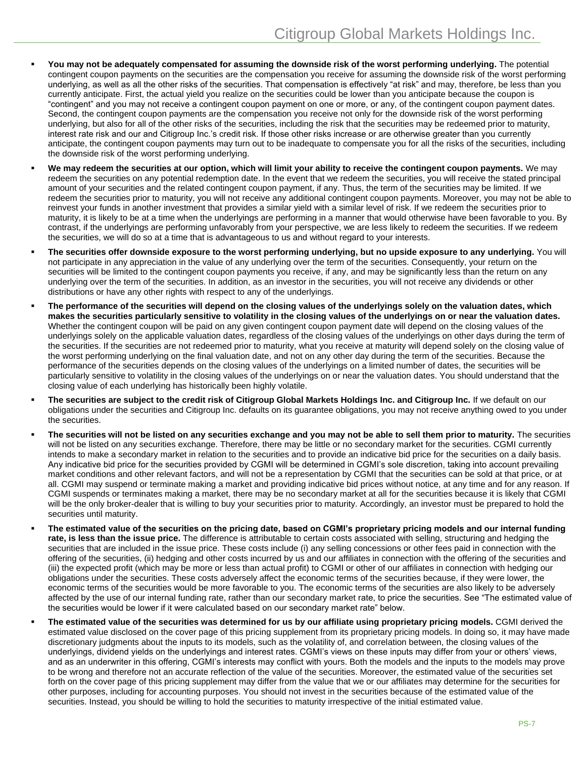- **You may not be adequately compensated for assuming the downside risk of the worst performing underlying.** The potential contingent coupon payments on the securities are the compensation you receive for assuming the downside risk of the worst performing underlying, as well as all the other risks of the securities. That compensation is effectively "at risk" and may, therefore, be less than you currently anticipate. First, the actual yield you realize on the securities could be lower than you anticipate because the coupon is "contingent" and you may not receive a contingent coupon payment on one or more, or any, of the contingent coupon payment dates. Second, the contingent coupon payments are the compensation you receive not only for the downside risk of the worst performing underlying, but also for all of the other risks of the securities, including the risk that the securities may be redeemed prior to maturity, interest rate risk and our and Citigroup Inc.'s credit risk. If those other risks increase or are otherwise greater than you currently anticipate, the contingent coupon payments may turn out to be inadequate to compensate you for all the risks of the securities, including the downside risk of the worst performing underlying.

- **We may redeem the securities at our option, which will limit your ability to receive the contingent coupon payments.** We may redeem the securities on any potential redemption date. In the event that we redeem the securities, you will receive the stated principal amount of your securities and the related contingent coupon payment, if any. Thus, the term of the securities may be limited. If we redeem the securities prior to maturity, you will not receive any additional contingent coupon payments. Moreover, you may not be able to reinvest your funds in another investment that provides a similar yield with a similar level of risk. If we redeem the securities prior to maturity, it is likely to be at a time when the underlyings are performing in a manner that would otherwise have been favorable to you. By contrast, if the underlyings are performing unfavorably from your perspective, we are less likely to redeem the securities. If we redeem the securities, we will do so at a time that is advantageous to us and without regard to your interests.

- **The securities offer downside exposure to the worst performing underlying, but no upside exposure to any underlying.** You will not participate in any appreciation in the value of any underlying over the term of the securities. Consequently, your return on the securities will be limited to the contingent coupon payments you receive, if any, and may be significantly less than the return on any underlying over the term of the securities. In addition, as an investor in the securities, you will not receive any dividends or other distributions or have any other rights with respect to any of the underlyings.

- **The performance of the securities will depend on the closing values of the underlyings solely on the valuation dates, which makes the securities particularly sensitive to volatility in the closing values of the underlyings on or near the valuation dates.** Whether the contingent coupon will be paid on any given contingent coupon payment date will depend on the closing values of the underlyings solely on the applicable valuation dates, regardless of the closing values of the underlyings on other days during the term of the securities. If the securities are not redeemed prior to maturity, what you receive at maturity will depend solely on the closing value of the worst performing underlying on the final valuation date, and not on any other day during the term of the securities. Because the performance of the securities depends on the closing values of the underlyings on a limited number of dates, the securities will be particularly sensitive to volatility in the closing values of the underlyings on or near the valuation dates. You should understand that the closing value of each underlying has historically been highly volatile.

- **The securities are subject to the credit risk of Citigroup Global Markets Holdings Inc. and Citigroup Inc.** If we default on our obligations under the securities and Citigroup Inc. defaults on its guarantee obligations, you may not receive anything owed to you under the securities.

- **The securities will not be listed on any securities exchange and you may not be able to sell them prior to maturity.** The securities will not be listed on any securities exchange. Therefore, there may be little or no secondary market for the securities. CGMI currently intends to make a secondary market in relation to the securities and to provide an indicative bid price for the securities on a daily basis. Any indicative bid price for the securities provided by CGMI will be determined in CGMI's sole discretion, taking into account prevailing market conditions and other relevant factors, and will not be a representation by CGMI that the securities can be sold at that price, or at all. CGMI may suspend or terminate making a market and providing indicative bid prices without notice, at any time and for any reason. If CGMI suspends or terminates making a market, there may be no secondary market at all for the securities because it is likely that CGMI will be the only broker-dealer that is willing to buy your securities prior to maturity. Accordingly, an investor must be prepared to hold the securities until maturity.

- **The estimated value of the securities on the pricing date, based on CGMI's proprietary pricing models and our internal funding rate, is less than the issue price.** The difference is attributable to certain costs associated with selling, structuring and hedging the securities that are included in the issue price. These costs include (i) any selling concessions or other fees paid in connection with the offering of the securities, (ii) hedging and other costs incurred by us and our affiliates in connection with the offering of the securities and (iii) the expected profit (which may be more or less than actual profit) to CGMI or other of our affiliates in connection with hedging our obligations under the securities. These costs adversely affect the economic terms of the securities because, if they were lower, the economic terms of the securities would be more favorable to you. The economic terms of the securities are also likely to be adversely affected by the use of our internal funding rate, rather than our secondary market rate, to price the securities. See "The estimated value of the securities would be lower if it were calculated based on our secondary market rate" below.

- **The estimated value of the securities was determined for us by our affiliate using proprietary pricing models.** CGMI derived the estimated value disclosed on the cover page of this pricing supplement from its proprietary pricing models. In doing so, it may have made discretionary judgments about the inputs to its models, such as the volatility of, and correlation between, the closing values of the underlyings, dividend yields on the underlyings and interest rates. CGMI's views on these inputs may differ from your or others' views, and as an underwriter in this offering, CGMI's interests may conflict with yours. Both the models and the inputs to the models may prove to be wrong and therefore not an accurate reflection of the value of the securities. Moreover, the estimated value of the securities set forth on the cover page of this pricing supplement may differ from the value that we or our affiliates may determine for the securities for other purposes, including for accounting purposes. You should not invest in the securities because of the estimated value of the securities. Instead, you should be willing to hold the securities to maturity irrespective of the initial estimated value.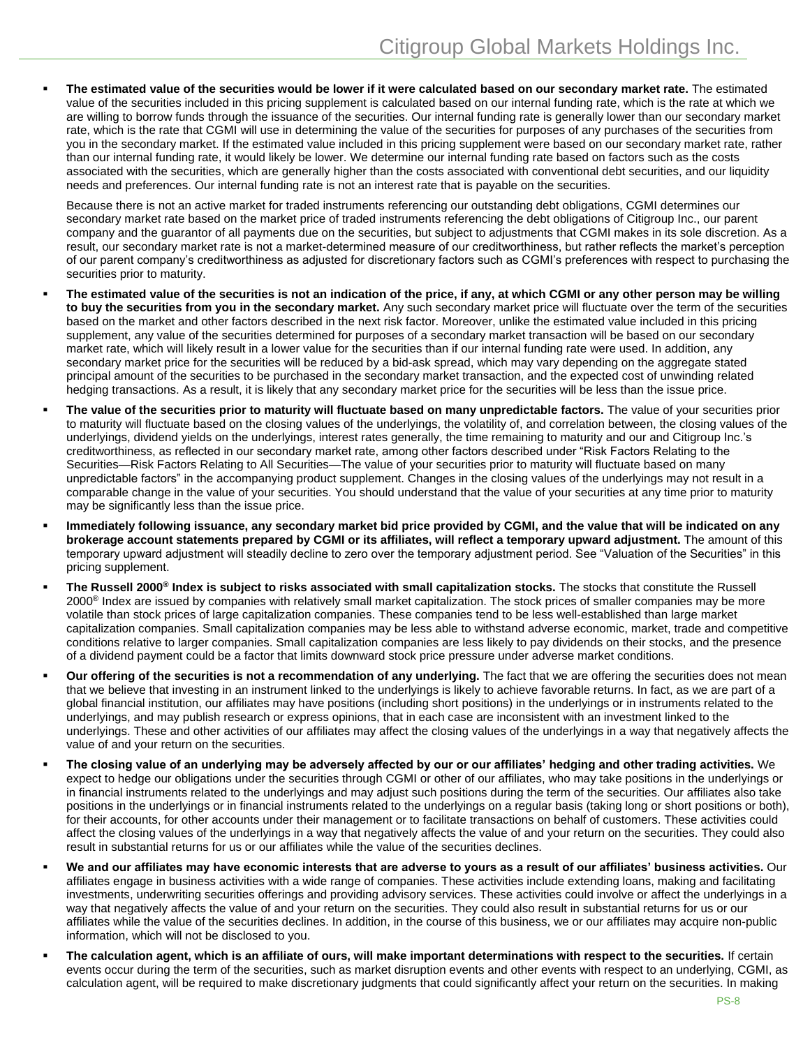- **The estimated value of the securities would be lower if it were calculated based on our secondary market rate.** The estimated value of the securities included in this pricing supplement is calculated based on our internal funding rate, which is the rate at which we are willing to borrow funds through the issuance of the securities. Our internal funding rate is generally lower than our secondary market rate, which is the rate that CGMI will use in determining the value of the securities for purposes of any purchases of the securities from you in the secondary market. If the estimated value included in this pricing supplement were based on our secondary market rate, rather than our internal funding rate, it would likely be lower. We determine our internal funding rate based on factors such as the costs associated with the securities, which are generally higher than the costs associated with conventional debt securities, and our liquidity needs and preferences. Our internal funding rate is not an interest rate that is payable on the securities.

  Because there is not an active market for traded instruments referencing our outstanding debt obligations, CGMI determines our secondary market rate based on the market price of traded instruments referencing the debt obligations of Citigroup Inc., our parent company and the guarantor of all payments due on the securities, but subject to adjustments that CGMI makes in its sole discretion. As a result, our secondary market rate is not a market-determined measure of our creditworthiness, but rather reflects the market's perception of our parent company's creditworthiness as adjusted for discretionary factors such as CGMI's preferences with respect to purchasing the securities prior to maturity.

- **The estimated value of the securities is not an indication of the price, if any, at which CGMI or any other person may be willing to buy the securities from you in the secondary market.** Any such secondary market price will fluctuate over the term of the securities based on the market and other factors described in the next risk factor. Moreover, unlike the estimated value included in this pricing supplement, any value of the securities determined for purposes of a secondary market transaction will be based on our secondary market rate, which will likely result in a lower value for the securities than if our internal funding rate were used. In addition, any secondary market price for the securities will be reduced by a bid-ask spread, which may vary depending on the aggregate stated principal amount of the securities to be purchased in the secondary market transaction, and the expected cost of unwinding related hedging transactions. As a result, it is likely that any secondary market price for the securities will be less than the issue price.

- **The value of the securities prior to maturity will fluctuate based on many unpredictable factors.** The value of your securities prior to maturity will fluctuate based on the closing values of the underlyings, the volatility of, and correlation between, the closing values of the underlyings, dividend yields on the underlyings, interest rates generally, the time remaining to maturity and our and Citigroup Inc.'s creditworthiness, as reflected in our secondary market rate, among other factors described under "Risk Factors Relating to the Securities—Risk Factors Relating to All Securities—The value of your securities prior to maturity will fluctuate based on many unpredictable factors" in the accompanying product supplement. Changes in the closing values of the underlyings may not result in a comparable change in the value of your securities. You should understand that the value of your securities at any time prior to maturity may be significantly less than the issue price.

- **Immediately following issuance, any secondary market bid price provided by CGMI, and the value that will be indicated on any brokerage account statements prepared by CGMI or its affiliates, will reflect a temporary upward adjustment.** The amount of this temporary upward adjustment will steadily decline to zero over the temporary adjustment period. See "Valuation of the Securities" in this pricing supplement.

- **The Russell 2000® Index is subject to risks associated with small capitalization stocks.** The stocks that constitute the Russell 2000® Index are issued by companies with relatively small market capitalization. The stock prices of smaller companies may be more volatile than stock prices of large capitalization companies. These companies tend to be less well-established than large market capitalization companies. Small capitalization companies may be less able to withstand adverse economic, market, trade and competitive conditions relative to larger companies. Small capitalization companies are less likely to pay dividends on their stocks, and the presence of a dividend payment could be a factor that limits downward stock price pressure under adverse market conditions.

- **Our offering of the securities is not a recommendation of any underlying.** The fact that we are offering the securities does not mean that we believe that investing in an instrument linked to the underlyings is likely to achieve favorable returns. In fact, as we are part of a global financial institution, our affiliates may have positions (including short positions) in the underlyings or in instruments related to the underlyings, and may publish research or express opinions, that in each case are inconsistent with an investment linked to the underlyings. These and other activities of our affiliates may affect the closing values of the underlyings in a way that negatively affects the value of and your return on the securities.

- **The closing value of an underlying may be adversely affected by our or our affiliates' hedging and other trading activities.** We expect to hedge our obligations under the securities through CGMI or other of our affiliates, who may take positions in the underlyings or in financial instruments related to the underlyings and may adjust such positions during the term of the securities. Our affiliates also take positions in the underlyings or in financial instruments related to the underlyings on a regular basis (taking long or short positions or both), for their accounts, for other accounts under their management or to facilitate transactions on behalf of customers. These activities could affect the closing values of the underlyings in a way that negatively affects the value of and your return on the securities. They could also result in substantial returns for us or our affiliates while the value of the securities declines.

- **We and our affiliates may have economic interests that are adverse to yours as a result of our affiliates' business activities.** Our affiliates engage in business activities with a wide range of companies. These activities include extending loans, making and facilitating investments, underwriting securities offerings and providing advisory services. These activities could involve or affect the underlyings in a way that negatively affects the value of and your return on the securities. They could also result in substantial returns for us or our affiliates while the value of the securities declines. In addition, in the course of this business, we or our affiliates may acquire non-public information, which will not be disclosed to you.

- **The calculation agent, which is an affiliate of ours, will make important determinations with respect to the securities.** If certain events occur during the term of the securities, such as market disruption events and other events with respect to an underlying, CGMI, as calculation agent, will be required to make discretionary judgments that could significantly affect your return on the securities. In making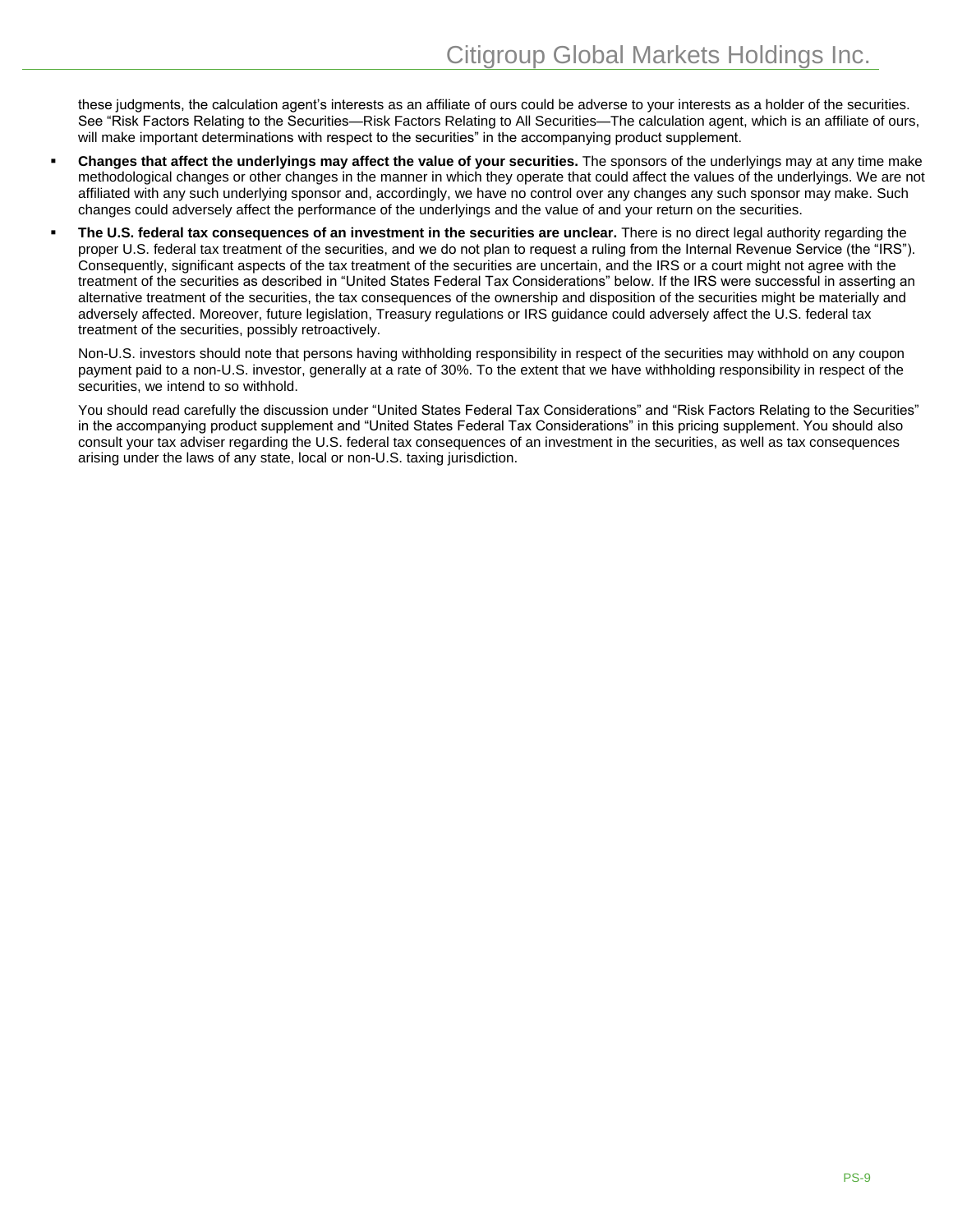these judgments, the calculation agent's interests as an affiliate of ours could be adverse to your interests as a holder of the securities. See "Risk Factors Relating to the Securities—Risk Factors Relating to All Securities—The calculation agent, which is an affiliate of ours, will make important determinations with respect to the securities" in the accompanying product supplement.

- **Changes that affect the underlyings may affect the value of your securities.** The sponsors of the underlyings may at any time make methodological changes or other changes in the manner in which they operate that could affect the values of the underlyings. We are not affiliated with any such underlying sponsor and, accordingly, we have no control over any changes any such sponsor may make. Such changes could adversely affect the performance of the underlyings and the value of and your return on the securities.

- **The U.S. federal tax consequences of an investment in the securities are unclear.** There is no direct legal authority regarding the proper U.S. federal tax treatment of the securities, and we do not plan to request a ruling from the Internal Revenue Service (the "IRS"). Consequently, significant aspects of the tax treatment of the securities are uncertain, and the IRS or a court might not agree with the treatment of the securities as described in "United States Federal Tax Considerations" below. If the IRS were successful in asserting an alternative treatment of the securities, the tax consequences of the ownership and disposition of the securities might be materially and adversely affected. Moreover, future legislation, Treasury regulations or IRS guidance could adversely affect the U.S. federal tax treatment of the securities, possibly retroactively.

  Non-U.S. investors should note that persons having withholding responsibility in respect of the securities may withhold on any coupon payment paid to a non-U.S. investor, generally at a rate of 30%. To the extent that we have withholding responsibility in respect of the securities, we intend to so withhold.

  You should read carefully the discussion under "United States Federal Tax Considerations" and "Risk Factors Relating to the Securities" in the accompanying product supplement and "United States Federal Tax Considerations" in this pricing supplement. You should also consult your tax adviser regarding the U.S. federal tax consequences of an investment in the securities, as well as tax consequences arising under the laws of any state, local or non-U.S. taxing jurisdiction.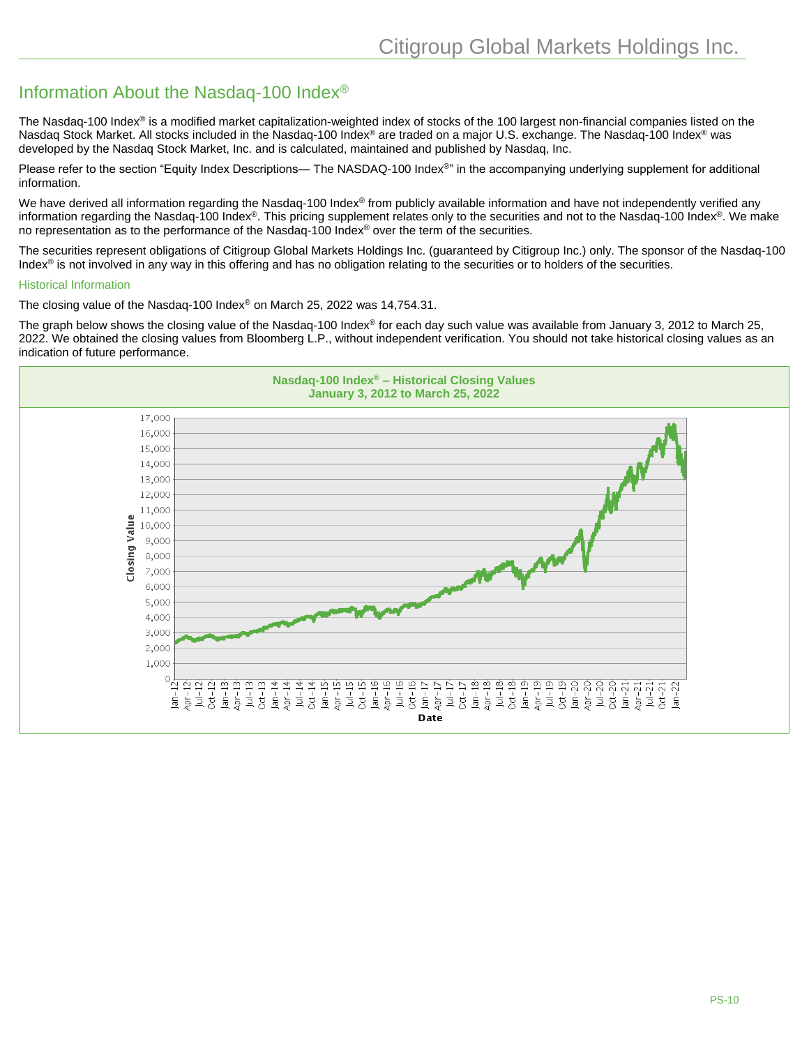# Information About the Nasdaq-100 Index®

The Nasdaq-100 Index® is a modified market capitalization-weighted index of stocks of the 100 largest non-financial companies listed on the Nasdaq Stock Market. All stocks included in the Nasdaq-100 Index® are traded on a major U.S. exchange. The Nasdaq-100 Index® was developed by the Nasdaq Stock Market, Inc. and is calculated, maintained and published by Nasdaq, Inc.

Please refer to the section "Equity Index Descriptions— The NASDAQ-100 Index®" in the accompanying underlying supplement for additional information.

We have derived all information regarding the Nasdaq-100 Index® from publicly available information and have not independently verified any information regarding the Nasdaq-100 Index®. This pricing supplement relates only to the securities and not to the Nasdaq-100 Index®. We make no representation as to the performance of the Nasdaq-100 Index® over the term of the securities.

The securities represent obligations of Citigroup Global Markets Holdings Inc. (guaranteed by Citigroup Inc.) only. The sponsor of the Nasdaq-100 Index® is not involved in any way in this offering and has no obligation relating to the securities or to holders of the securities.

## Historical Information

The closing value of the Nasdaq-100 Index® on March 25, 2022 was 14,754.31.

The graph below shows the closing value of the Nasdaq-100 Index® for each day such value was available from January 3, 2012 to March 25, 2022. We obtained the closing values from Bloomberg L.P., without independent verification. You should not take historical closing values as an indication of future performance.

**Nasdaq-100 Index® – Historical Closing Values**
**January 3, 2012 to March 25, 2022**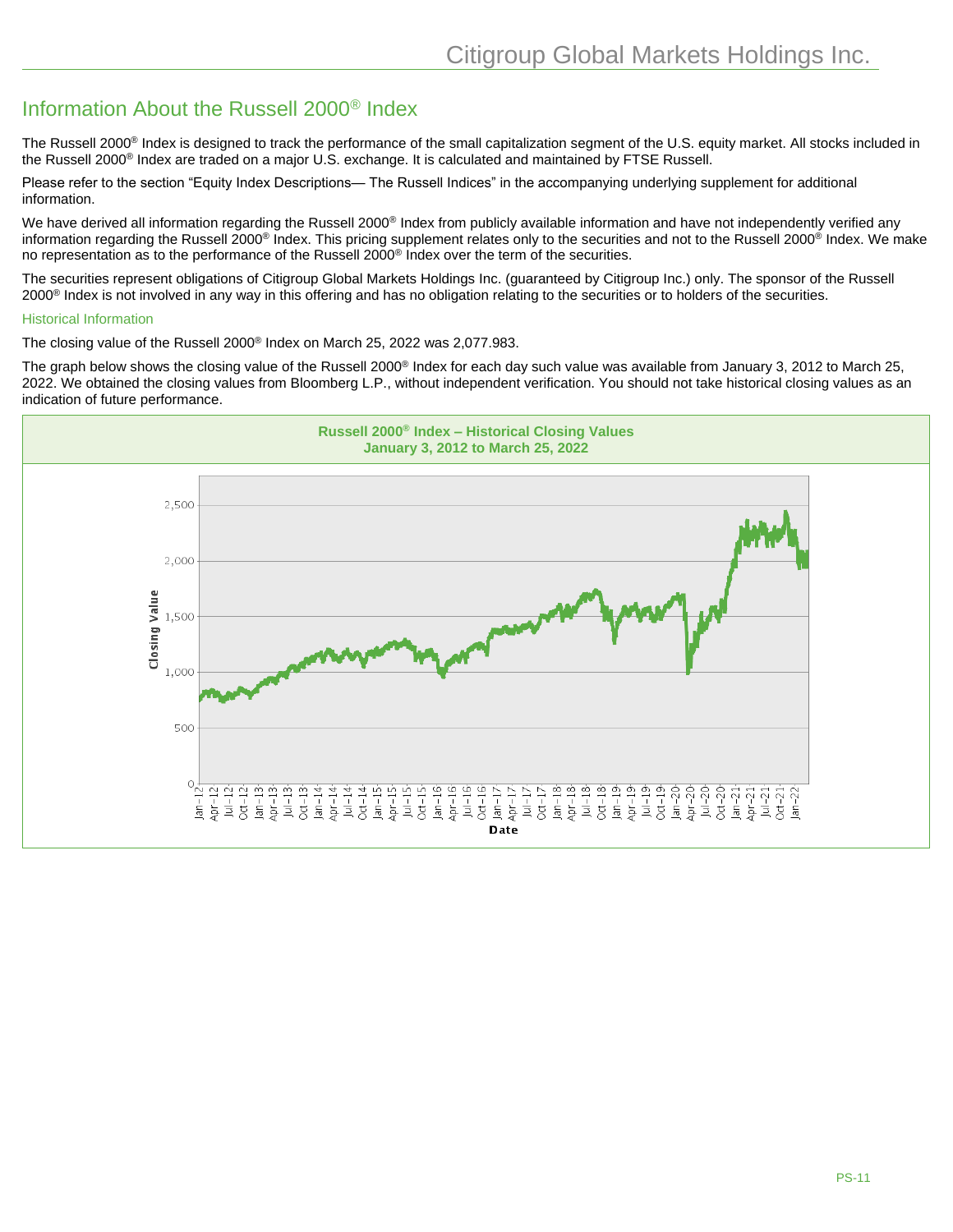## Information About the Russell 2000® Index

The Russell 2000® Index is designed to track the performance of the small capitalization segment of the U.S. equity market. All stocks included in the Russell 2000® Index are traded on a major U.S. exchange. It is calculated and maintained by FTSE Russell.

Please refer to the section "Equity Index Descriptions— The Russell Indices" in the accompanying underlying supplement for additional information.

We have derived all information regarding the Russell 2000® Index from publicly available information and have not independently verified any information regarding the Russell 2000® Index. This pricing supplement relates only to the securities and not to the Russell 2000® Index. We make no representation as to the performance of the Russell 2000® Index over the term of the securities.

The securities represent obligations of Citigroup Global Markets Holdings Inc. (guaranteed by Citigroup Inc.) only. The sponsor of the Russell 2000® Index is not involved in any way in this offering and has no obligation relating to the securities or to holders of the securities.

### Historical Information

The closing value of the Russell 2000® Index on March 25, 2022 was 2,077.983.

The graph below shows the closing value of the Russell 2000® Index for each day such value was available from January 3, 2012 to March 25, 2022. We obtained the closing values from Bloomberg L.P., without independent verification. You should not take historical closing values as an indication of future performance.

**Russell 2000® Index – Historical Closing Values**
**January 3, 2012 to March 25, 2022**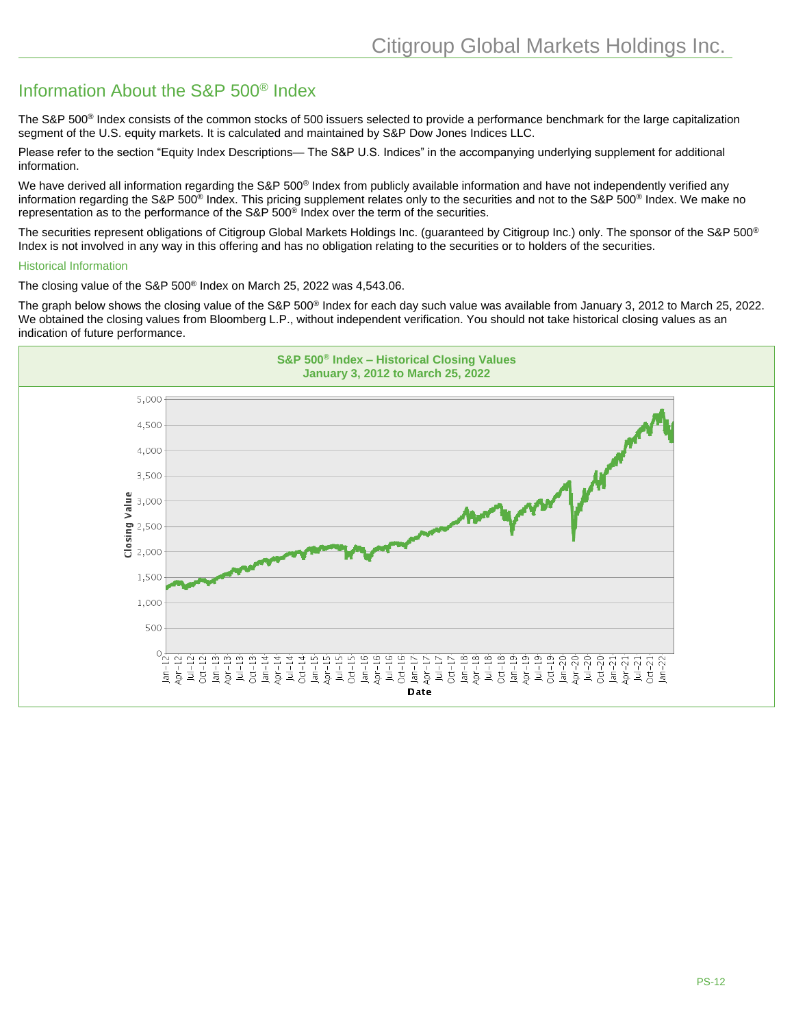# Information About the S&P 500® Index

The S&P 500® Index consists of the common stocks of 500 issuers selected to provide a performance benchmark for the large capitalization segment of the U.S. equity markets. It is calculated and maintained by S&P Dow Jones Indices LLC.

Please refer to the section "Equity Index Descriptions— The S&P U.S. Indices" in the accompanying underlying supplement for additional information.

We have derived all information regarding the S&P 500® Index from publicly available information and have not independently verified any information regarding the S&P 500® Index. This pricing supplement relates only to the securities and not to the S&P 500® Index. We make no representation as to the performance of the S&P 500® Index over the term of the securities.

The securities represent obligations of Citigroup Global Markets Holdings Inc. (guaranteed by Citigroup Inc.) only. The sponsor of the S&P 500® Index is not involved in any way in this offering and has no obligation relating to the securities or to holders of the securities.

### Historical Information

The closing value of the S&P 500® Index on March 25, 2022 was 4,543.06.

The graph below shows the closing value of the S&P 500® Index for each day such value was available from January 3, 2012 to March 25, 2022. We obtained the closing values from Bloomberg L.P., without independent verification. You should not take historical closing values as an indication of future performance.

**S&P 500® Index – Historical Closing Values**
**January 3, 2012 to March 25, 2022**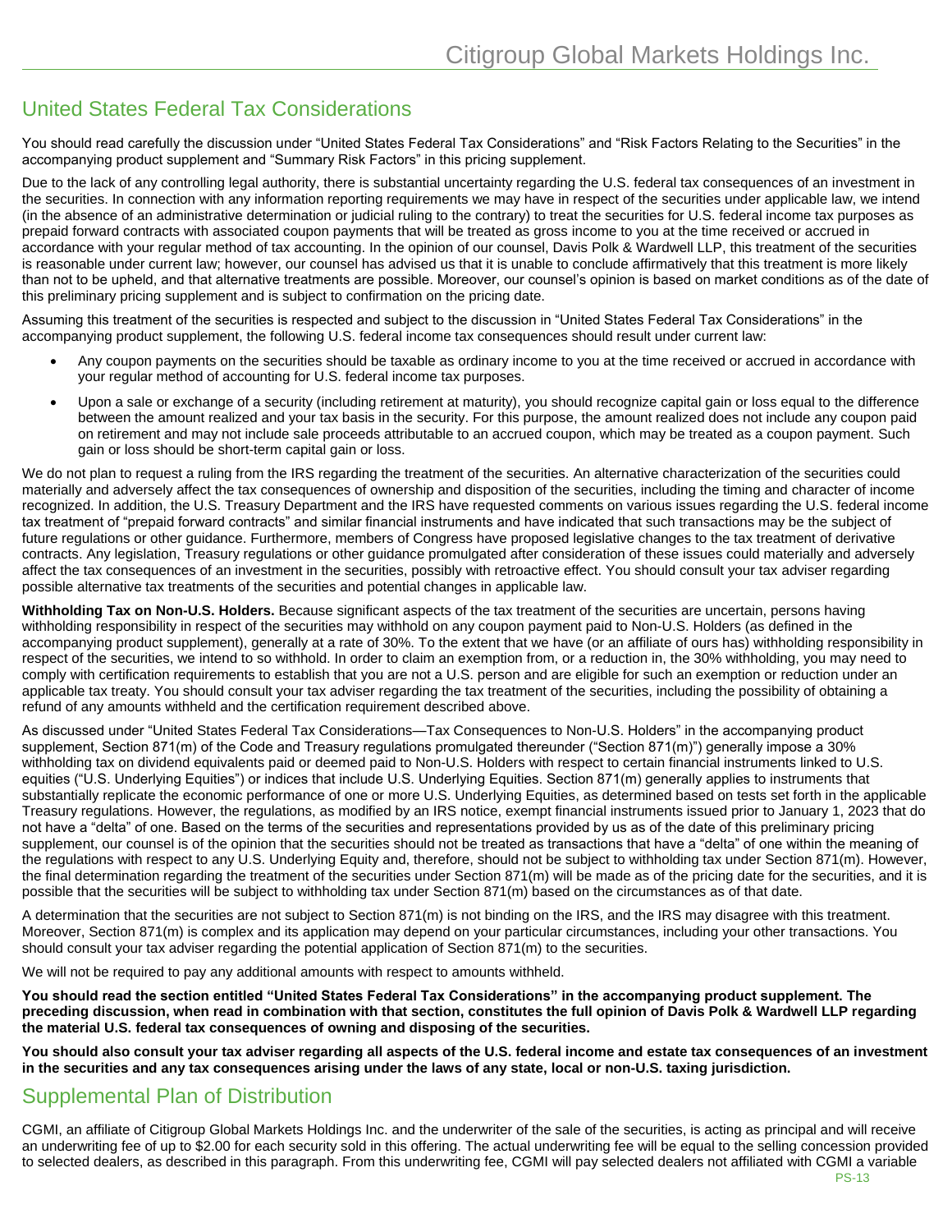## United States Federal Tax Considerations

You should read carefully the discussion under "United States Federal Tax Considerations" and "Risk Factors Relating to the Securities" in the accompanying product supplement and "Summary Risk Factors" in this pricing supplement.

Due to the lack of any controlling legal authority, there is substantial uncertainty regarding the U.S. federal tax consequences of an investment in the securities. In connection with any information reporting requirements we may have in respect of the securities under applicable law, we intend (in the absence of an administrative determination or judicial ruling to the contrary) to treat the securities for U.S. federal income tax purposes as prepaid forward contracts with associated coupon payments that will be treated as gross income to you at the time received or accrued in accordance with your regular method of tax accounting. In the opinion of our counsel, Davis Polk & Wardwell LLP, this treatment of the securities is reasonable under current law; however, our counsel has advised us that it is unable to conclude affirmatively that this treatment is more likely than not to be upheld, and that alternative treatments are possible. Moreover, our counsel's opinion is based on market conditions as of the date of this preliminary pricing supplement and is subject to confirmation on the pricing date.

Assuming this treatment of the securities is respected and subject to the discussion in "United States Federal Tax Considerations" in the accompanying product supplement, the following U.S. federal income tax consequences should result under current law:

- Any coupon payments on the securities should be taxable as ordinary income to you at the time received or accrued in accordance with your regular method of accounting for U.S. federal income tax purposes.
- Upon a sale or exchange of a security (including retirement at maturity), you should recognize capital gain or loss equal to the difference between the amount realized and your tax basis in the security. For this purpose, the amount realized does not include any coupon paid on retirement and may not include sale proceeds attributable to an accrued coupon, which may be treated as a coupon payment. Such gain or loss should be short-term capital gain or loss.

We do not plan to request a ruling from the IRS regarding the treatment of the securities. An alternative characterization of the securities could materially and adversely affect the tax consequences of ownership and disposition of the securities, including the timing and character of income recognized. In addition, the U.S. Treasury Department and the IRS have requested comments on various issues regarding the U.S. federal income tax treatment of "prepaid forward contracts" and similar financial instruments and have indicated that such transactions may be the subject of future regulations or other guidance. Furthermore, members of Congress have proposed legislative changes to the tax treatment of derivative contracts. Any legislation, Treasury regulations or other guidance promulgated after consideration of these issues could materially and adversely affect the tax consequences of an investment in the securities, possibly with retroactive effect. You should consult your tax adviser regarding possible alternative tax treatments of the securities and potential changes in applicable law.

**Withholding Tax on Non-U.S. Holders.** Because significant aspects of the tax treatment of the securities are uncertain, persons having withholding responsibility in respect of the securities may withhold on any coupon payment paid to Non-U.S. Holders (as defined in the accompanying product supplement), generally at a rate of 30%. To the extent that we have (or an affiliate of ours has) withholding responsibility in respect of the securities, we intend to so withhold. In order to claim an exemption from, or a reduction in, the 30% withholding, you may need to comply with certification requirements to establish that you are not a U.S. person and are eligible for such an exemption or reduction under an applicable tax treaty. You should consult your tax adviser regarding the tax treatment of the securities, including the possibility of obtaining a refund of any amounts withheld and the certification requirement described above.

As discussed under "United States Federal Tax Considerations—Tax Consequences to Non-U.S. Holders" in the accompanying product supplement, Section 871(m) of the Code and Treasury regulations promulgated thereunder ("Section 871(m)") generally impose a 30% withholding tax on dividend equivalents paid or deemed paid to Non-U.S. Holders with respect to certain financial instruments linked to U.S. equities ("U.S. Underlying Equities") or indices that include U.S. Underlying Equities. Section 871(m) generally applies to instruments that substantially replicate the economic performance of one or more U.S. Underlying Equities, as determined based on tests set forth in the applicable Treasury regulations. However, the regulations, as modified by an IRS notice, exempt financial instruments issued prior to January 1, 2023 that do not have a "delta" of one. Based on the terms of the securities and representations provided by us as of the date of this preliminary pricing supplement, our counsel is of the opinion that the securities should not be treated as transactions that have a "delta" of one within the meaning of the regulations with respect to any U.S. Underlying Equity and, therefore, should not be subject to withholding tax under Section 871(m). However, the final determination regarding the treatment of the securities under Section 871(m) will be made as of the pricing date for the securities, and it is possible that the securities will be subject to withholding tax under Section 871(m) based on the circumstances as of that date.

A determination that the securities are not subject to Section 871(m) is not binding on the IRS, and the IRS may disagree with this treatment. Moreover, Section 871(m) is complex and its application may depend on your particular circumstances, including your other transactions. You should consult your tax adviser regarding the potential application of Section 871(m) to the securities.

We will not be required to pay any additional amounts with respect to amounts withheld.

**You should read the section entitled "United States Federal Tax Considerations" in the accompanying product supplement. The preceding discussion, when read in combination with that section, constitutes the full opinion of Davis Polk & Wardwell LLP regarding the material U.S. federal tax consequences of owning and disposing of the securities.**

**You should also consult your tax adviser regarding all aspects of the U.S. federal income and estate tax consequences of an investment in the securities and any tax consequences arising under the laws of any state, local or non-U.S. taxing jurisdiction.**

## Supplemental Plan of Distribution

CGMI, an affiliate of Citigroup Global Markets Holdings Inc. and the underwriter of the sale of the securities, is acting as principal and will receive an underwriting fee of up to $2.00 for each security sold in this offering. The actual underwriting fee will be equal to the selling concession provided to selected dealers, as described in this paragraph. From this underwriting fee, CGMI will pay selected dealers not affiliated with CGMI a variable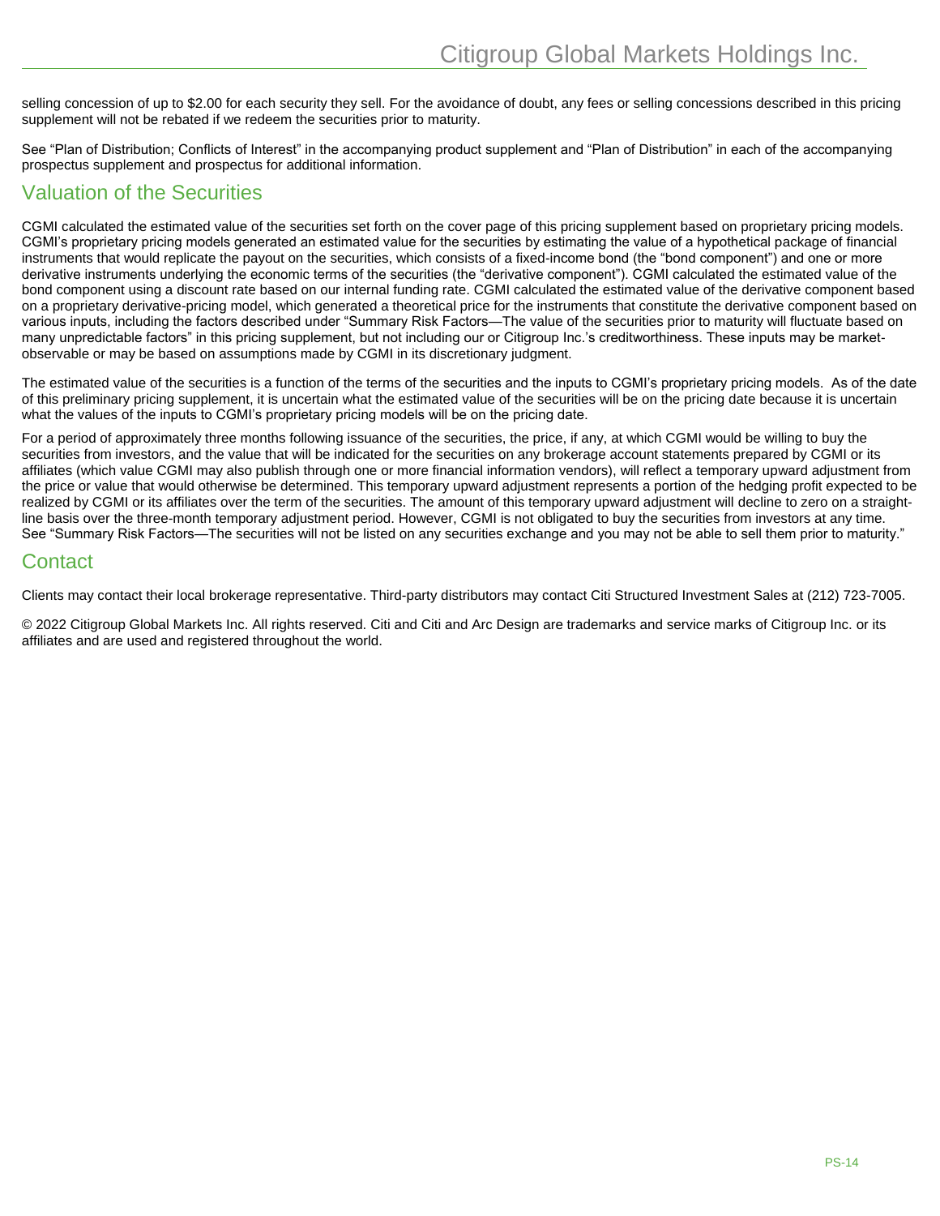selling concession of up to $2.00 for each security they sell. For the avoidance of doubt, any fees or selling concessions described in this pricing supplement will not be rebated if we redeem the securities prior to maturity.

See "Plan of Distribution; Conflicts of Interest" in the accompanying product supplement and "Plan of Distribution" in each of the accompanying prospectus supplement and prospectus for additional information.

## Valuation of the Securities

CGMI calculated the estimated value of the securities set forth on the cover page of this pricing supplement based on proprietary pricing models. CGMI's proprietary pricing models generated an estimated value for the securities by estimating the value of a hypothetical package of financial instruments that would replicate the payout on the securities, which consists of a fixed-income bond (the "bond component") and one or more derivative instruments underlying the economic terms of the securities (the "derivative component"). CGMI calculated the estimated value of the bond component using a discount rate based on our internal funding rate. CGMI calculated the estimated value of the derivative component based on a proprietary derivative-pricing model, which generated a theoretical price for the instruments that constitute the derivative component based on various inputs, including the factors described under "Summary Risk Factors—The value of the securities prior to maturity will fluctuate based on many unpredictable factors" in this pricing supplement, but not including our or Citigroup Inc.'s creditworthiness. These inputs may be market-observable or may be based on assumptions made by CGMI in its discretionary judgment.

The estimated value of the securities is a function of the terms of the securities and the inputs to CGMI's proprietary pricing models. As of the date of this preliminary pricing supplement, it is uncertain what the estimated value of the securities will be on the pricing date because it is uncertain what the values of the inputs to CGMI's proprietary pricing models will be on the pricing date.

For a period of approximately three months following issuance of the securities, the price, if any, at which CGMI would be willing to buy the securities from investors, and the value that will be indicated for the securities on any brokerage account statements prepared by CGMI or its affiliates (which value CGMI may also publish through one or more financial information vendors), will reflect a temporary upward adjustment from the price or value that would otherwise be determined. This temporary upward adjustment represents a portion of the hedging profit expected to be realized by CGMI or its affiliates over the term of the securities. The amount of this temporary upward adjustment will decline to zero on a straight-line basis over the three-month temporary adjustment period. However, CGMI is not obligated to buy the securities from investors at any time. See "Summary Risk Factors—The securities will not be listed on any securities exchange and you may not be able to sell them prior to maturity."

## Contact

Clients may contact their local brokerage representative. Third-party distributors may contact Citi Structured Investment Sales at (212) 723-7005.

© 2022 Citigroup Global Markets Inc. All rights reserved. Citi and Citi and Arc Design are trademarks and service marks of Citigroup Inc. or its affiliates and are used and registered throughout the world.